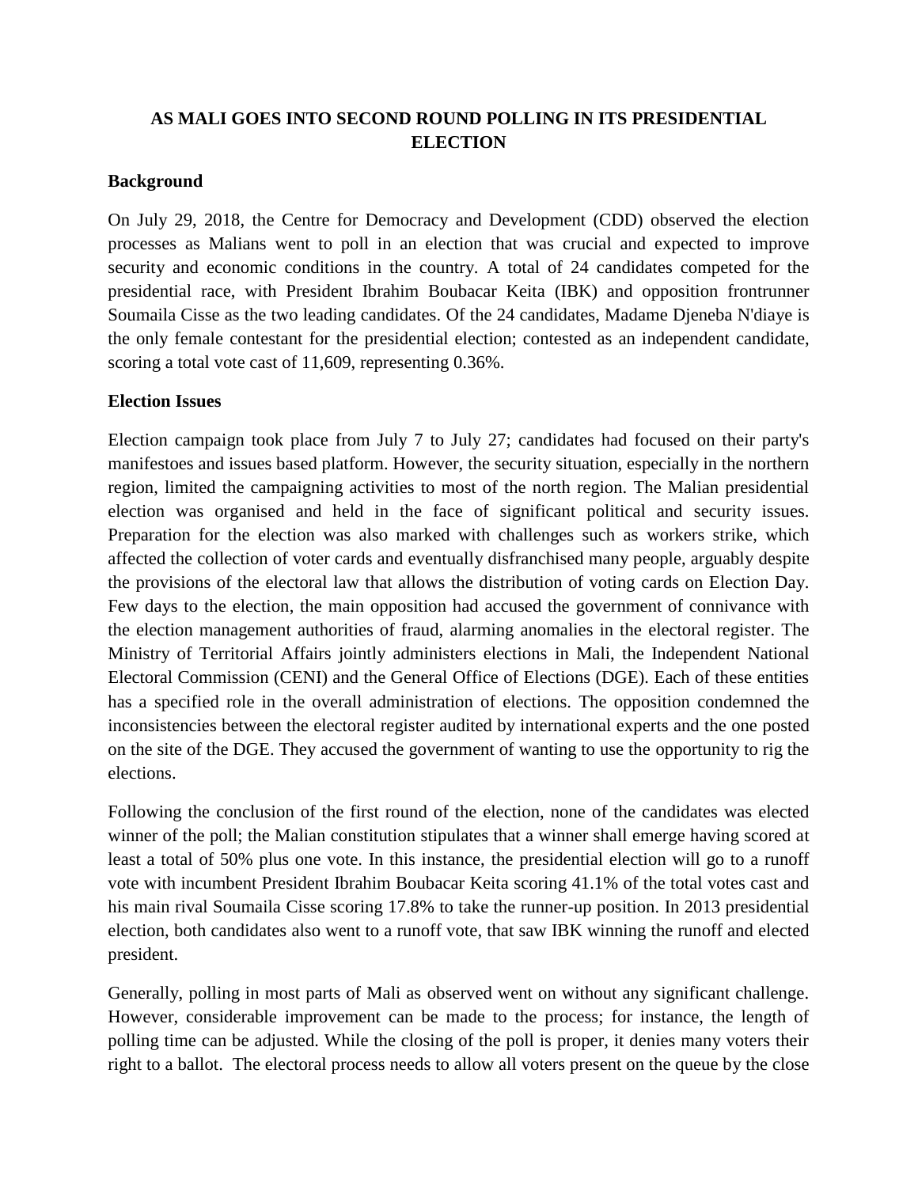# AS MALI GOES INTO SECOND ROUND POLLING IN ITS PRESIDENTIAL ELECTION

## Background

On July 29, 2018, the Centre for Democracy and Development (CDD) observed the election processes as Malians went to poll in an election that was crucial and expected to improve security and economic conditions in the country. A total of 24 candidates competed for the presidential race, with President Ibrahim Boubacar Keita (IBK) and opposition frontrunner Soumaila Cisse as the two leading candidates. Of the 24 candidates, Madame Djeneba N'diaye is the only female contestant for the presidential election; contested as an independent candidate, scoring a total vote cast of 11,609, representing 0.36%.

## Election Issues

Election campaign took place from July 7 to July 27; candidates had focused on their party's manifestoes and issues based platform. However, the security situation, especially in the northern region, limited the campaigning activities to most of the north region. The Malian presidential election was organised and held in the face of significant political and security issues. Preparation for the election was also marked with challenges such as workers strike, which affected the collection of voter cards and eventually disfranchised many people, arguably despite the provisions of the electoral law that allows the distribution of voting cards on Election Day. Few days to the election, the main opposition had accused the government of connivance with the election management authorities of fraud, alarming anomalies in the electoral register. The Ministry of Territorial Affairs jointly administers elections in Mali, the Independent National Electoral Commission (CENI) and the General Office of Elections (DGE). Each of these entities has a specified role in the overall administration of elections. The opposition condemned the inconsistencies between the electoral register audited by international experts and the one posted on the site of the DGE. They accused the government of wanting to use the opportunity to rig the elections.

Following the conclusion of the first round of the election, none of the candidates was elected winner of the poll; the Malian constitution stipulates that a winner shall emerge having scored at least a total of 50% plus one vote. In this instance, the presidential election will go to a runoff vote with incumbent President Ibrahim Boubacar Keita scoring 41.1% of the total votes cast and his main rival Soumaila Cisse scoring 17.8% to take the runner-up position. In 2013 presidential election, both candidates also went to a runoff vote, that saw IBK winning the runoff and elected president.

Generally, polling in most parts of Mali as observed went on without any significant challenge. However, considerable improvement can be made to the process; for instance, the length of polling time can be adjusted. While the closing of the poll is proper, it denies many voters their right to a ballot. The electoral process needs to allow all voters present on the queue by the close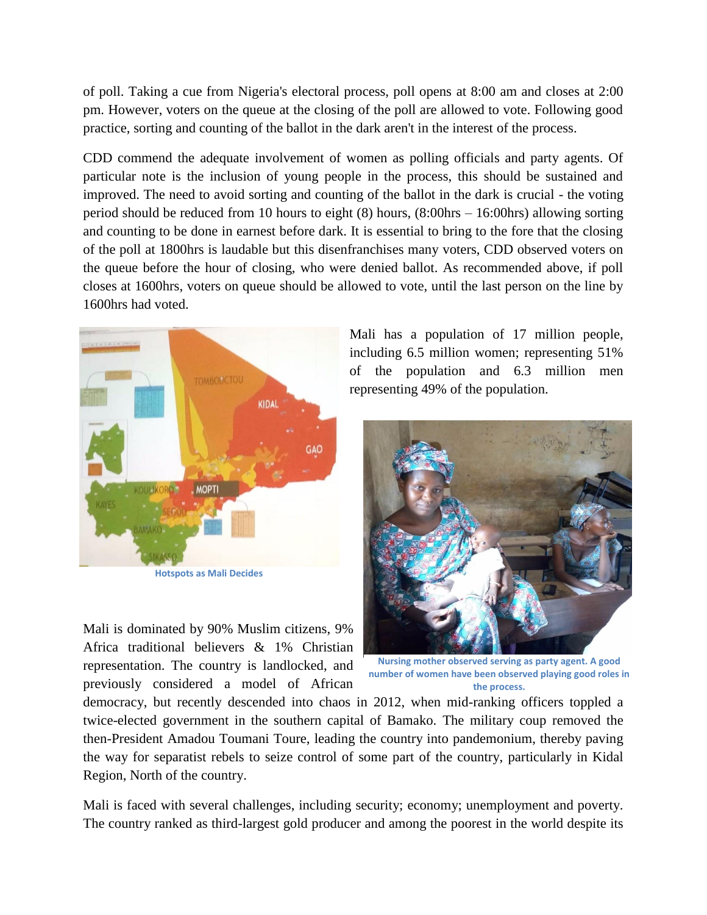of poll. Taking a cue from Nigeria's electoral process, poll opens at 8:00 am and closes at 2:00 pm. However, voters on the queue at the closing of the poll are allowed to vote. Following good practice, sorting and counting of the ballot in the dark aren't in the interest of the process.

CDD commend the adequate involvement of women as polling officials and party agents. Of particular note is the inclusion of young people in the process, this should be sustained and improved. The need to avoid sorting and counting of the ballot in the dark is crucial - the voting period should be reduced from 10 hours to eight (8) hours, (8:00hrs – 16:00hrs) allowing sorting and counting to be done in earnest before dark. It is essential to bring to the fore that the closing of the poll at 1800hrs is laudable but this disenfranchises many voters, CDD observed voters on the queue before the hour of closing, who were denied ballot. As recommended above, if poll closes at 1600hrs, voters on queue should be allowed to vote, until the last person on the line by 1600hrs had voted.

Hotspots as Mali Decides

Mali has a population of 17 million people, including 6.5 million women; representing 51% of the population and 6.3 million men representing 49% of the population.

Nursing mother observed serving as party agent. A good number of women have been observed playing good roles in the process.

Mali is dominated by 90% Muslim citizens, 9% Africa traditional believers & 1% Christian representation. The country is landlocked, and previously considered a model of African democracy, but recently descended into chaos in 2012, when mid-ranking officers toppled a twice-elected government in the southern capital of Bamako. The military coup removed the then-President Amadou Toumani Toure, leading the country into pandemonium, thereby paving the way for separatist rebels to seize control of some part of the country, particularly in Kidal Region, North of the country.

Mali is faced with several challenges, including security; economy; unemployment and poverty. The country ranked as third-largest gold producer and among the poorest in the world despite its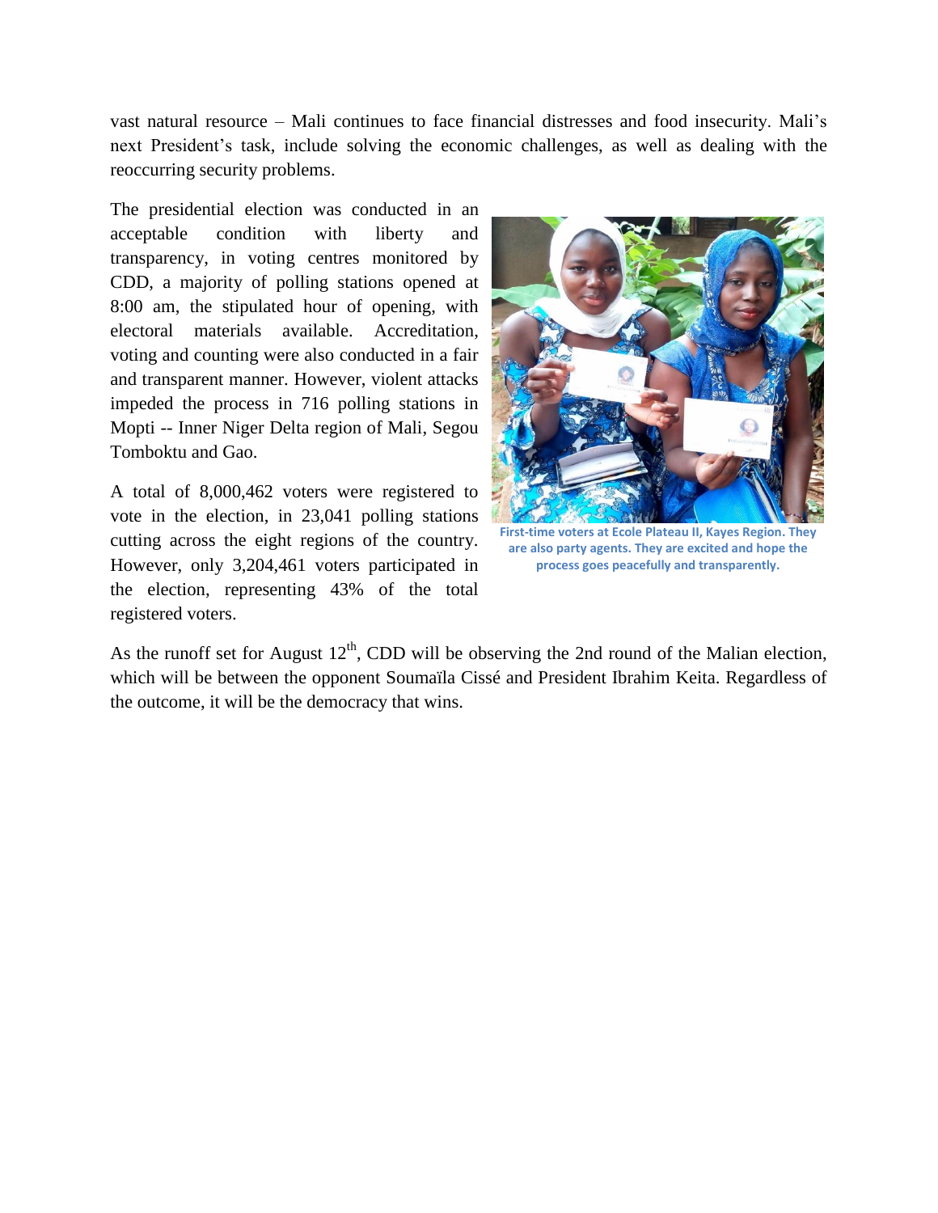vast natural resource – Mali continues to face financial distresses and food insecurity. Mali's next President's task, include solving the economic challenges, as well as dealing with the reoccurring security problems.

The presidential election was conducted in an acceptable condition with liberty and transparency, in voting centres monitored by CDD, a majority of polling stations opened at 8:00 am, the stipulated hour of opening, with electoral materials available. Accreditation, voting and counting were also conducted in a fair and transparent manner. However, violent attacks impeded the process in 716 polling stations in Mopti -- Inner Niger Delta region of Mali, Segou Tomboktu and Gao.

A total of 8,000,462 voters were registered to vote in the election, in 23,041 polling stations cutting across the eight regions of the country. However, only 3,204,461 voters participated in the election, representing 43% of the total registered voters.

**First-time voters at Ecole Plateau II, Kayes Region. They are also party agents. They are excited and hope the process goes peacefully and transparently.**

As the runoff set for August 12th, CDD will be observing the 2nd round of the Malian election, which will be between the opponent Soumaïla Cissé and President Ibrahim Keita. Regardless of the outcome, it will be the democracy that wins.